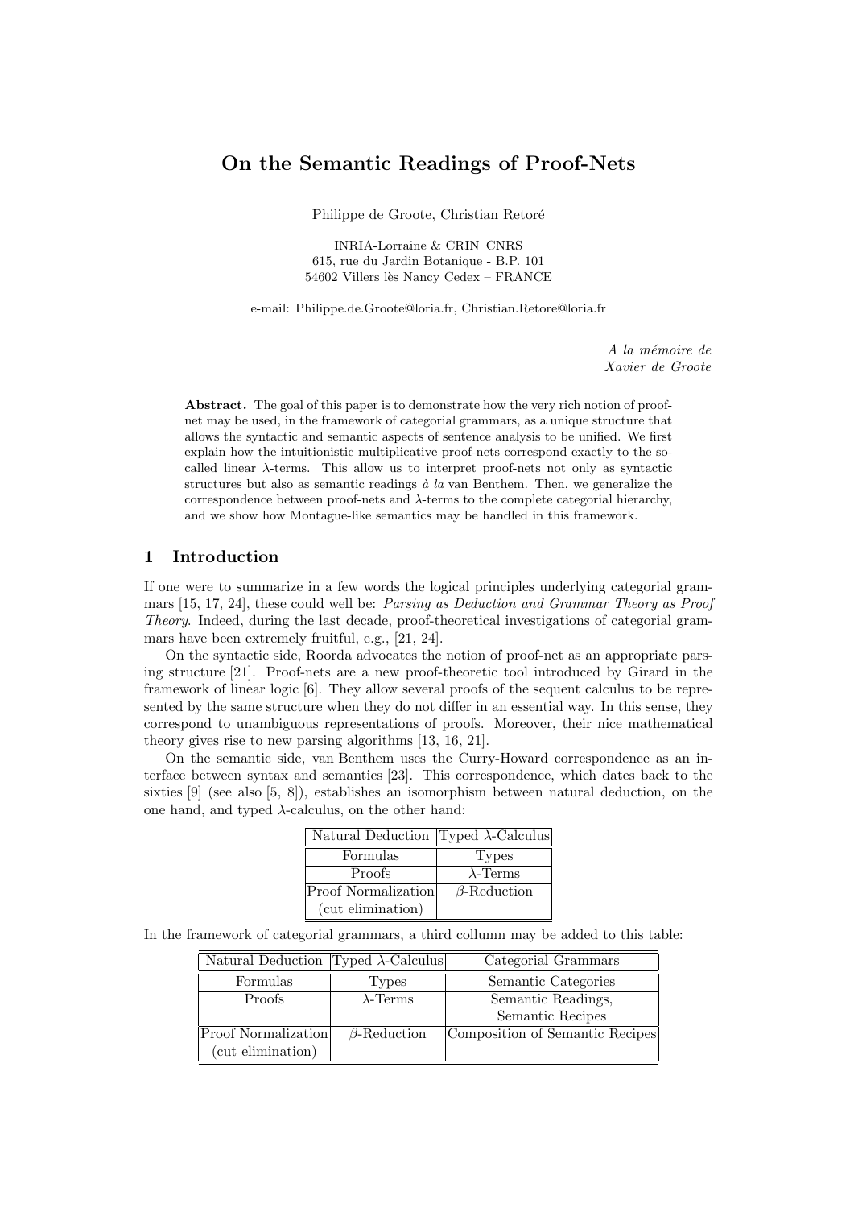# On the Semantic Readings of Proof-Nets

Philippe de Groote, Christian Retoré

INRIA-Lorraine & CRIN–CNRS
615, rue du Jardin Botanique - B.P. 101
54602 Villers lès Nancy Cedex – FRANCE

e-mail: Philippe.de.Groote@loria.fr, Christian.Retore@loria.fr

*A la mémoire de*
*Xavier de Groote*

**Abstract.** The goal of this paper is to demonstrate how the very rich notion of proof-net may be used, in the framework of categorial grammars, as a unique structure that allows the syntactic and semantic aspects of sentence analysis to be unified. We first explain how the intuitionistic multiplicative proof-nets correspond exactly to the so-called linear $\lambda$-terms. This allow us to interpret proof-nets not only as syntactic structures but also as semantic readings *à la* van Benthem. Then, we generalize the correspondence between proof-nets and $\lambda$-terms to the complete categorial hierarchy, and we show how Montague-like semantics may be handled in this framework.

## 1 Introduction

If one were to summarize in a few words the logical principles underlying categorial grammars [15, 17, 24], these could well be: *Parsing as Deduction and Grammar Theory as Proof Theory*. Indeed, during the last decade, proof-theoretical investigations of categorial grammars have been extremely fruitful, e.g., [21, 24].

On the syntactic side, Roorda advocates the notion of proof-net as an appropriate parsing structure [21]. Proof-nets are a new proof-theoretic tool introduced by Girard in the framework of linear logic [6]. They allow several proofs of the sequent calculus to be represented by the same structure when they do not differ in an essential way. In this sense, they correspond to unambiguous representations of proofs. Moreover, their nice mathematical theory gives rise to new parsing algorithms [13, 16, 21].

On the semantic side, van Benthem uses the Curry-Howard correspondence as an interface between syntax and semantics [23]. This correspondence, which dates back to the sixties [9] (see also [5, 8]), establishes an isomorphism between natural deduction, on the one hand, and typed $\lambda$-calculus, on the other hand:

| Natural Deduction | Typed $\lambda$-Calculus |
|---|---|
| Formulas | Types |
| Proofs | $\lambda$-Terms |
| Proof Normalization (cut elimination) | $\beta$-Reduction |

In the framework of categorial grammars, a third collumn may be added to this table:

| Natural Deduction | Typed $\lambda$-Calculus | Categorial Grammars |
|---|---|---|
| Formulas | Types | Semantic Categories |
| Proofs | $\lambda$-Terms | Semantic Readings, Semantic Recipes |
| Proof Normalization (cut elimination) | $\beta$-Reduction | Composition of Semantic Recipes |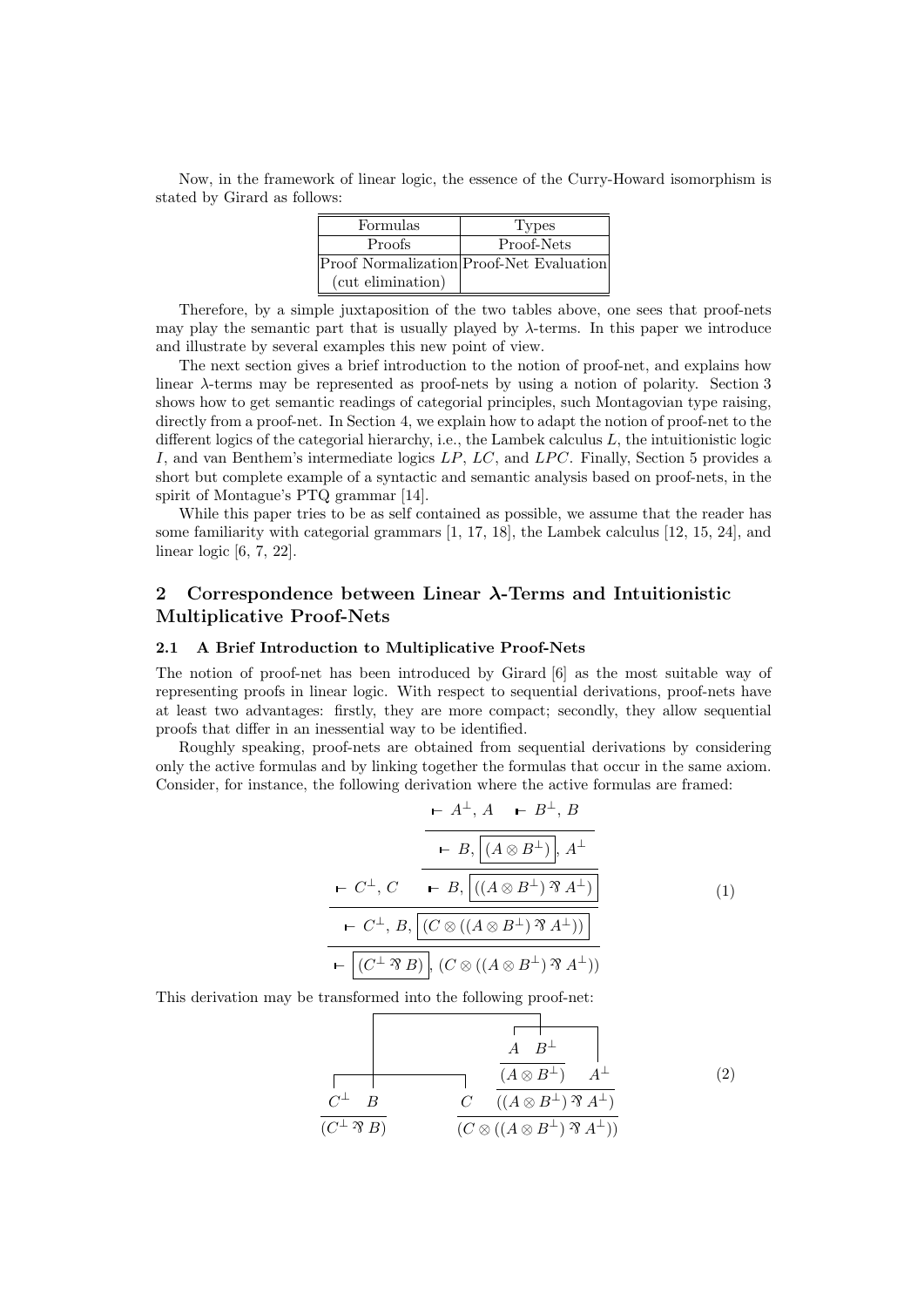Now, in the framework of linear logic, the essence of the Curry-Howard isomorphism is stated by Girard as follows:

| Formulas | Types |
|---|---|
| Proofs | Proof-Nets |
| Proof Normalization (cut elimination) | Proof-Net Evaluation |

Therefore, by a simple juxtaposition of the two tables above, one sees that proof-nets may play the semantic part that is usually played by $\lambda$-terms. In this paper we introduce and illustrate by several examples this new point of view.

The next section gives a brief introduction to the notion of proof-net, and explains how linear $\lambda$-terms may be represented as proof-nets by using a notion of polarity. Section 3 shows how to get semantic readings of categorial principles, such Montagovian type raising, directly from a proof-net. In Section 4, we explain how to adapt the notion of proof-net to the different logics of the categorial hierarchy, i.e., the Lambek calculus $L$, the intuitionistic logic $I$, and van Benthem's intermediate logics $LP$, $LC$, and $LPC$. Finally, Section 5 provides a short but complete example of a syntactic and semantic analysis based on proof-nets, in the spirit of Montague's PTQ grammar [14].

While this paper tries to be as self contained as possible, we assume that the reader has some familiarity with categorial grammars [1, 17, 18], the Lambek calculus [12, 15, 24], and linear logic [6, 7, 22].

## 2 Correspondence between Linear λ-Terms and Intuitionistic Multiplicative Proof-Nets

### 2.1 A Brief Introduction to Multiplicative Proof-Nets

The notion of proof-net has been introduced by Girard [6] as the most suitable way of representing proofs in linear logic. With respect to sequential derivations, proof-nets have at least two advantages: firstly, they are more compact; secondly, they allow sequential proofs that differ in an inessential way to be identified.

Roughly speaking, proof-nets are obtained from sequential derivations by considering only the active formulas and by linking together the formulas that occur in the same axiom. Consider, for instance, the following derivation where the active formulas are framed:

$$\dfrac{\vdash C^{\perp}, C \qquad \dfrac{\dfrac{\vdash A^{\perp}, A \qquad \vdash B^{\perp}, B}{\vdash B, \boxed{(A \otimes B^{\perp})}, A^{\perp}}}{\vdash B, \boxed{((A \otimes B^{\perp}) \mathbin{⅋} A^{\perp})}}}{\dfrac{\vdash C^{\perp}, B, \boxed{(C \otimes ((A \otimes B^{\perp}) \mathbin{⅋} A^{\perp}))}}{\vdash \boxed{(C^{\perp} \mathbin{⅋} B)}, (C \otimes ((A \otimes B^{\perp}) \mathbin{⅋} A^{\perp}))}} \tag{1}$$

This derivation may be transformed into the following proof-net:

$$\dfrac{C^{\perp} \quad B}{(C^{\perp} \mathbin{⅋} B)} \qquad \dfrac{C \qquad \dfrac{\dfrac{A \quad B^{\perp}}{(A \otimes B^{\perp})} \quad A^{\perp}}{((A \otimes B^{\perp}) \mathbin{⅋} A^{\perp})}}{(C \otimes ((A \otimes B^{\perp}) \mathbin{⅋} A^{\perp}))} \tag{2}$$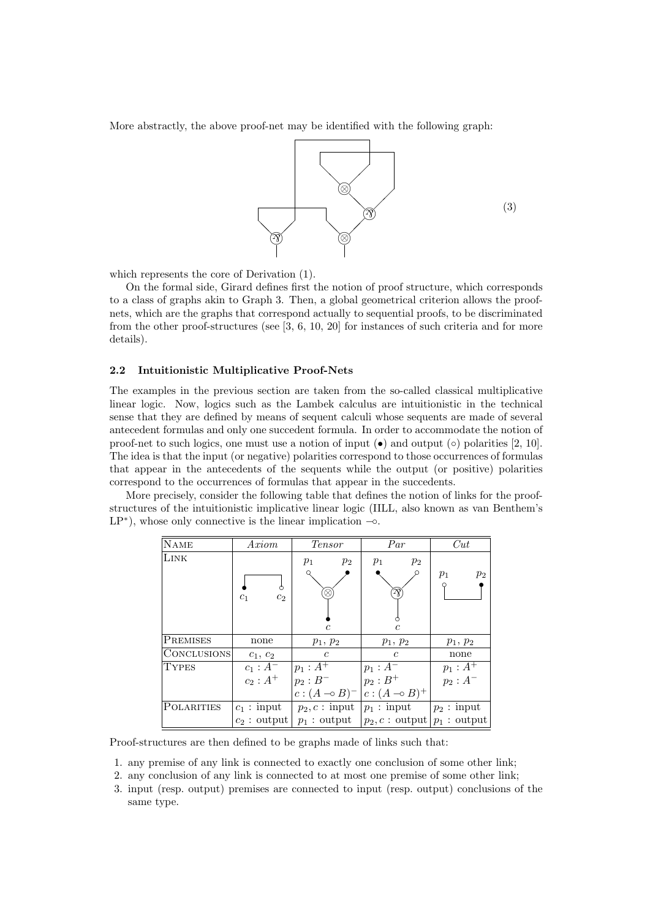More abstractly, the above proof-net may be identified with the following graph:

(3)

which represents the core of Derivation (1).

On the formal side, Girard defines first the notion of proof structure, which corresponds to a class of graphs akin to Graph 3. Then, a global geometrical criterion allows the proof-nets, which are the graphs that correspond actually to sequential proofs, to be discriminated from the other proof-structures (see [3, 6, 10, 20] for instances of such criteria and for more details).

### 2.2 Intuitionistic Multiplicative Proof-Nets

The examples in the previous section are taken from the so-called classical multiplicative linear logic. Now, logics such as the Lambek calculus are intuitionistic in the technical sense that they are defined by means of sequent calculi whose sequents are made of several antecedent formulas and only one succedent formula. In order to accommodate the notion of proof-net to such logics, one must use a notion of input (•) and output (∘) polarities [2, 10]. The idea is that the input (or negative) polarities correspond to those occurrences of formulas that appear in the antecedents of the sequents while the output (or positive) polarities correspond to the occurrences of formulas that appear in the succedents.

More precisely, consider the following table that defines the notion of links for the proof-structures of the intuitionistic implicative linear logic (IILL, also known as van Benthem's LP*), whose only connective is the linear implication $\multimap$.

| Name | *Axiom* | *Tensor* | *Par* | *Cut* |
|---|---|---|---|---|
| Link | | | | |
| Premises | none | $p_1$, $p_2$ | $p_1$, $p_2$ | $p_1$, $p_2$ |
| Conclusions | $c_1$, $c_2$ | $c$ | $c$ | none |
| Types | $c_1 : A^-$ <br> $c_2 : A^+$ | $p_1 : A^+$ <br> $p_2 : B^-$ <br> $c : (A \multimap B)^-$ | $p_1 : A^-$ <br> $p_2 : B^+$ <br> $c : (A \multimap B)^+$ | $p_1 : A^+$ <br> $p_2 : A^-$ |
| Polarities | $c_1$ : input <br> $c_2$ : output | $p_2, c$ : input <br> $p_1$ : output | $p_1$ : input <br> $p_2, c$ : output | $p_2$ : input <br> $p_1$ : output |

Proof-structures are then defined to be graphs made of links such that:

1. any premise of any link is connected to exactly one conclusion of some other link;
2. any conclusion of any link is connected to at most one premise of some other link;
3. input (resp. output) premises are connected to input (resp. output) conclusions of the same type.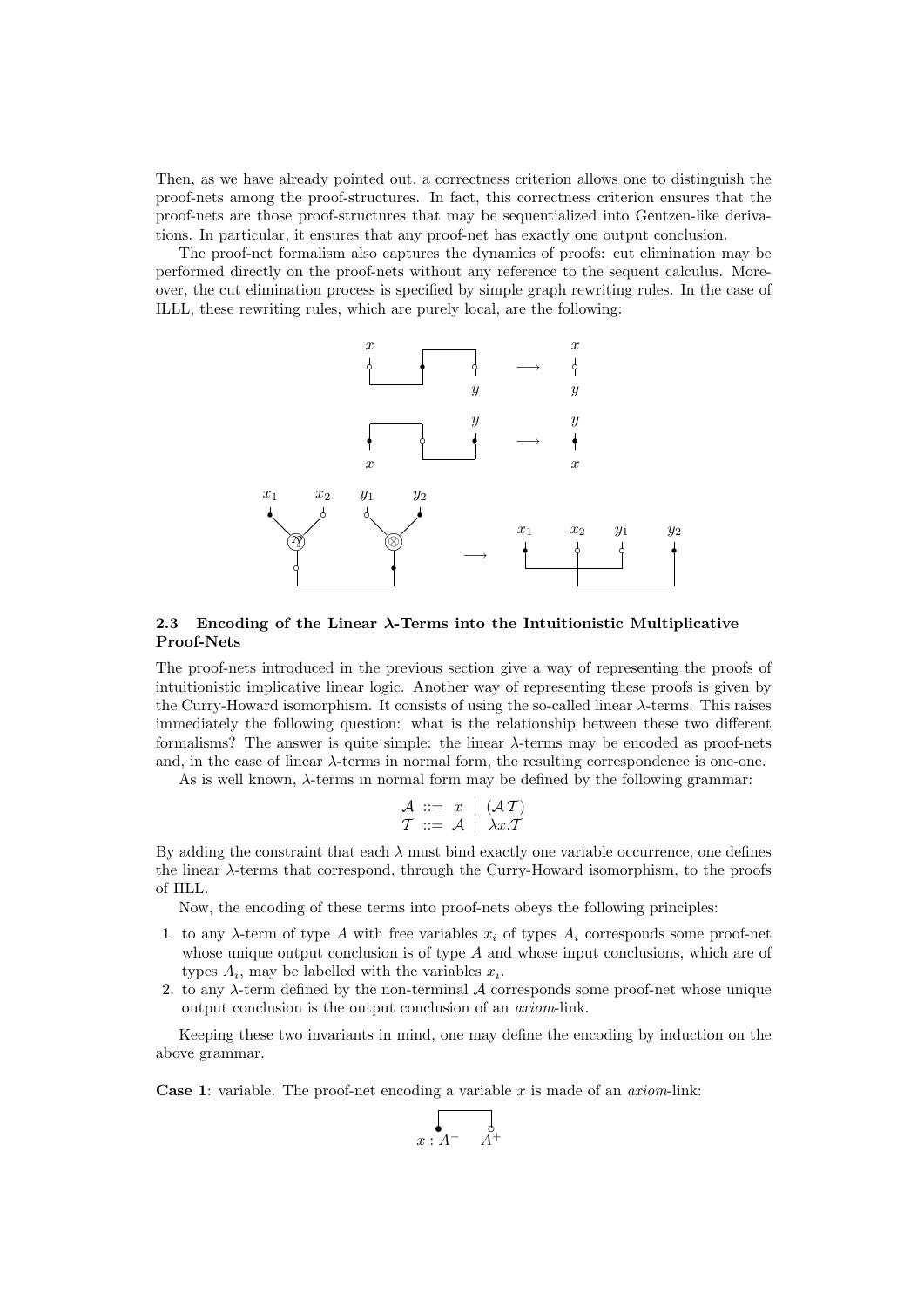Then, as we have already pointed out, a correctness criterion allows one to distinguish the proof-nets among the proof-structures. In fact, this correctness criterion ensures that the proof-nets are those proof-structures that may be sequentialized into Gentzen-like derivations. In particular, it ensures that any proof-net has exactly one output conclusion.

The proof-net formalism also captures the dynamics of proofs: cut elimination may be performed directly on the proof-nets without any reference to the sequent calculus. Moreover, the cut elimination process is specified by simple graph rewriting rules. In the case of ILLL, these rewriting rules, which are purely local, are the following:

### 2.3 Encoding of the Linear $\lambda$-Terms into the Intuitionistic Multiplicative Proof-Nets

The proof-nets introduced in the previous section give a way of representing the proofs of intuitionistic implicative linear logic. Another way of representing these proofs is given by the Curry-Howard isomorphism. It consists of using the so-called linear $\lambda$-terms. This raises immediately the following question: what is the relationship between these two different formalisms? The answer is quite simple: the linear $\lambda$-terms may be encoded as proof-nets and, in the case of linear $\lambda$-terms in normal form, the resulting correspondence is one-one.

As is well known, $\lambda$-terms in normal form may be defined by the following grammar:

$$\begin{aligned} \mathcal{A} &::= x \mid (\mathcal{A}\,\mathcal{T}) \\ \mathcal{T} &::= \mathcal{A} \mid \lambda x.\mathcal{T} \end{aligned}$$

By adding the constraint that each $\lambda$ must bind exactly one variable occurrence, one defines the linear $\lambda$-terms that correspond, through the Curry-Howard isomorphism, to the proofs of IILL.

Now, the encoding of these terms into proof-nets obeys the following principles:

1. to any $\lambda$-term of type $A$ with free variables $x_i$ of types $A_i$ corresponds some proof-net whose unique output conclusion is of type $A$ and whose input conclusions, which are of types $A_i$, may be labelled with the variables $x_i$.
2. to any $\lambda$-term defined by the non-terminal $\mathcal{A}$ corresponds some proof-net whose unique output conclusion is the output conclusion of an *axiom*-link.

Keeping these two invariants in mind, one may define the encoding by induction on the above grammar.

**Case 1**: variable. The proof-net encoding a variable $x$ is made of an *axiom*-link:

$$x : A^- \quad A^+$$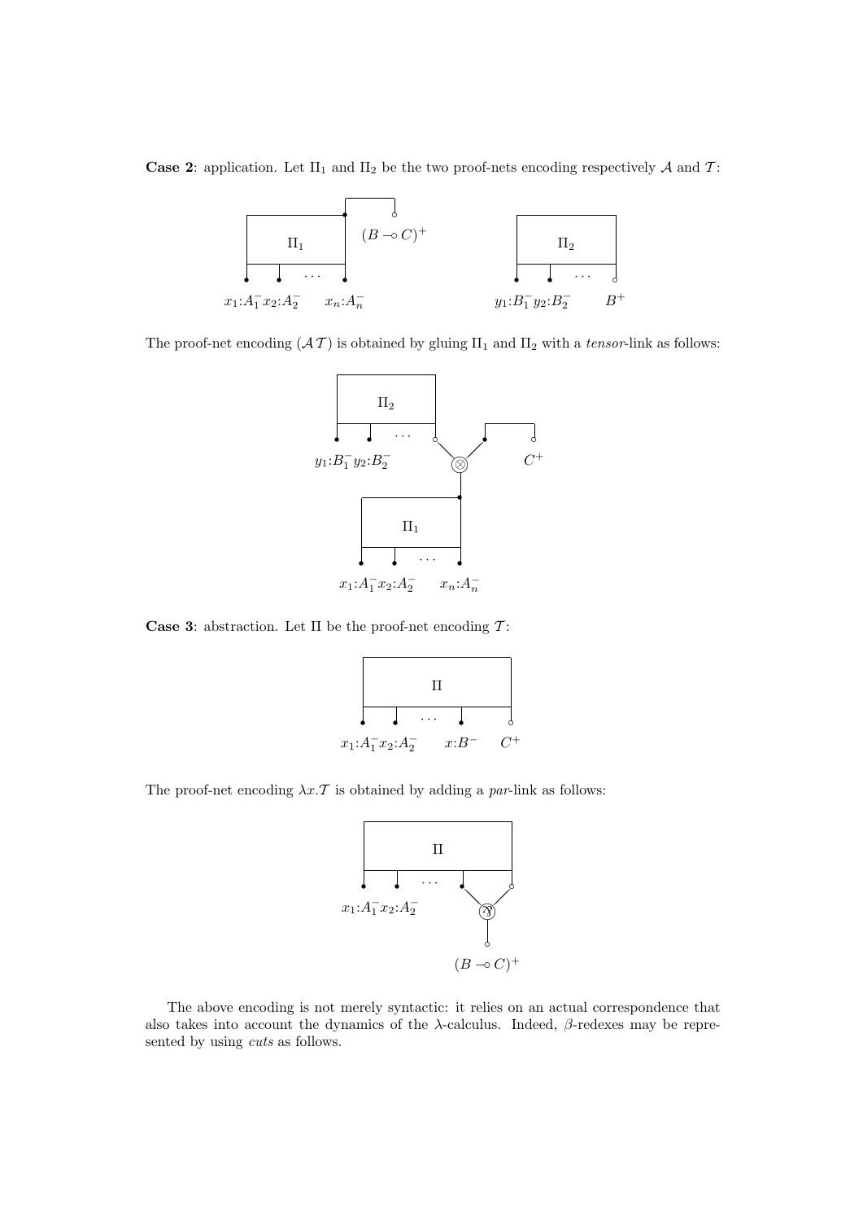**Case 2**: application. Let $\Pi_1$ and $\Pi_2$ be the two proof-nets encoding respectively $\mathcal{A}$ and $\mathcal{T}$:

The proof-net encoding $(\mathcal{A}\,\mathcal{T})$ is obtained by gluing $\Pi_1$ and $\Pi_2$ with a *tensor*-link as follows:

**Case 3**: abstraction. Let $\Pi$ be the proof-net encoding $\mathcal{T}$:

The proof-net encoding $\lambda x.\mathcal{T}$ is obtained by adding a *par*-link as follows:

The above encoding is not merely syntactic: it relies on an actual correspondence that also takes into account the dynamics of the $\lambda$-calculus. Indeed, $\beta$-redexes may be represented by using *cuts* as follows.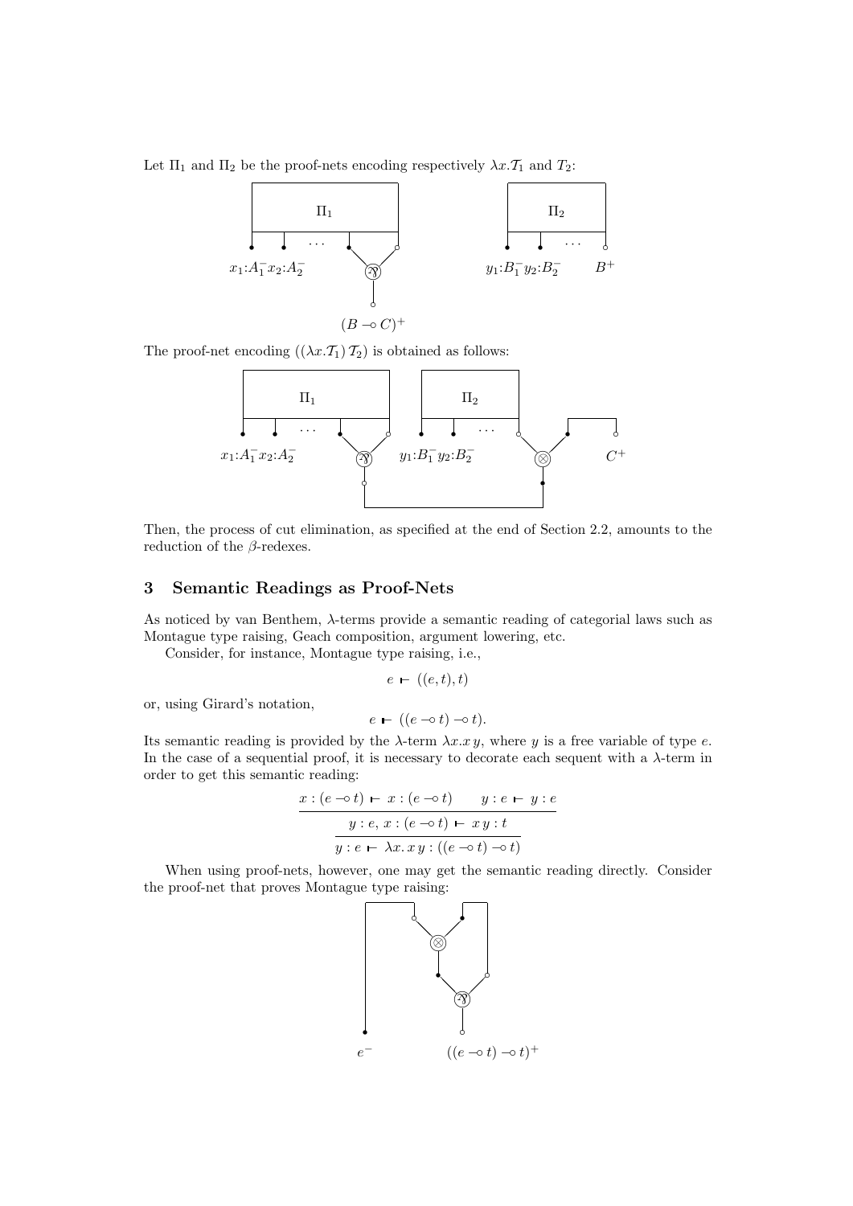Let $\Pi_1$ and $\Pi_2$ be the proof-nets encoding respectively $\lambda x.\mathcal{T}_1$ and $T_2$:

The proof-net encoding $((\lambda x.\mathcal{T}_1)\, \mathcal{T}_2)$ is obtained as follows:

Then, the process of cut elimination, as specified at the end of Section 2.2, amounts to the reduction of the $\beta$-redexes.

## 3 Semantic Readings as Proof-Nets

As noticed by van Benthem, $\lambda$-terms provide a semantic reading of categorial laws such as Montague type raising, Geach composition, argument lowering, etc.

Consider, for instance, Montague type raising, i.e.,

$$e \vdash ((e,t),t)$$

or, using Girard's notation,

$$e \vdash ((e \multimap t) \multimap t).$$

Its semantic reading is provided by the $\lambda$-term $\lambda x.x\,y$, where $y$ is a free variable of type $e$. In the case of a sequential proof, it is necessary to decorate each sequent with a $\lambda$-term in order to get this semantic reading:

$$\dfrac{\dfrac{x : (e \multimap t) \vdash x : (e \multimap t) \qquad y : e \vdash y : e}{y : e,\, x : (e \multimap t) \vdash x\,y : t}}{y : e \vdash \lambda x.\, x\,y : ((e \multimap t) \multimap t)}$$

When using proof-nets, however, one may get the semantic reading directly. Consider the proof-net that proves Montague type raising: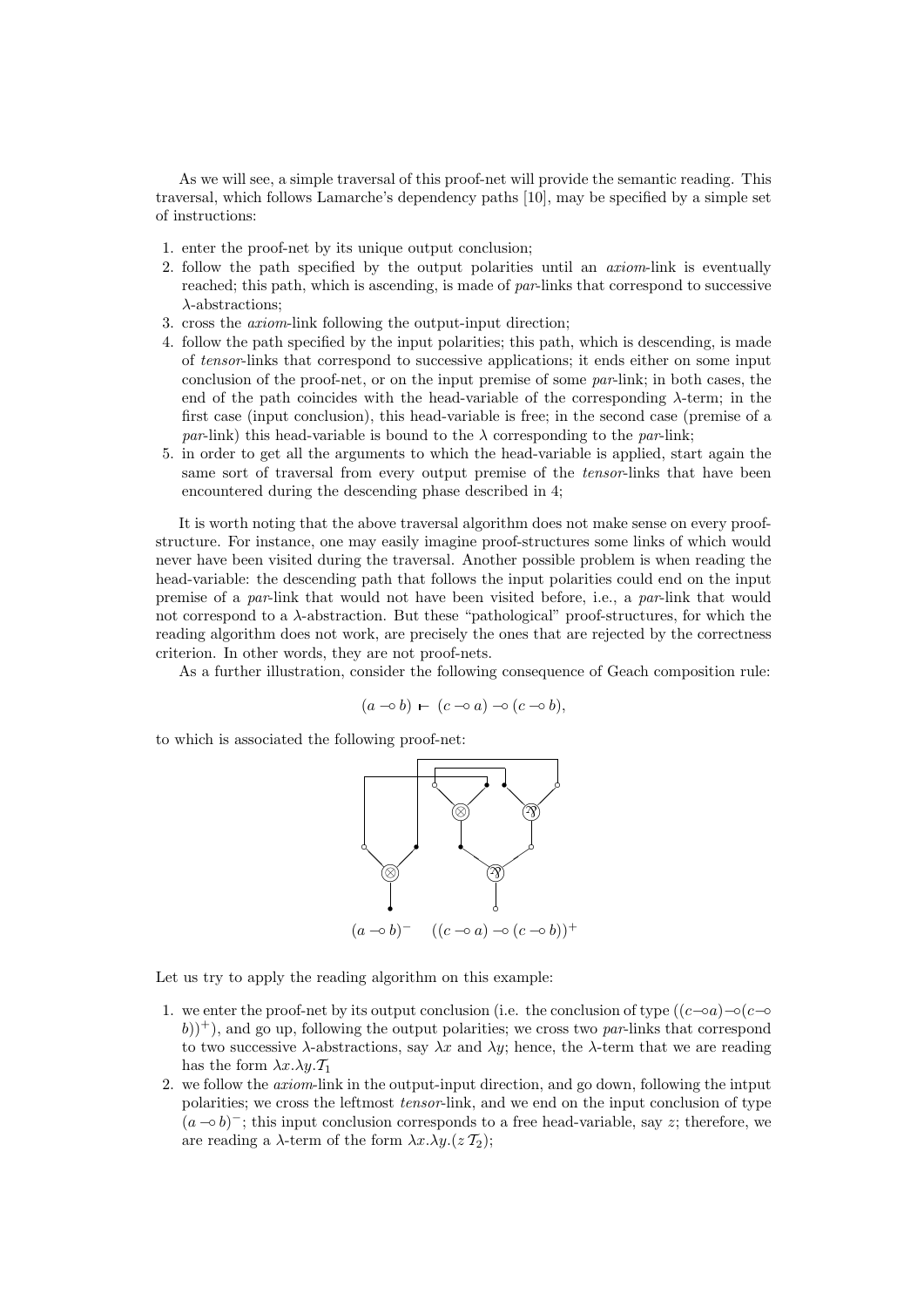As we will see, a simple traversal of this proof-net will provide the semantic reading. This traversal, which follows Lamarche's dependency paths [10], may be specified by a simple set of instructions:

1. enter the proof-net by its unique output conclusion;
2. follow the path specified by the output polarities until an *axiom*-link is eventually reached; this path, which is ascending, is made of *par*-links that correspond to successive λ-abstractions;
3. cross the *axiom*-link following the output-input direction;
4. follow the path specified by the input polarities; this path, which is descending, is made of *tensor*-links that correspond to successive applications; it ends either on some input conclusion of the proof-net, or on the input premise of some *par*-link; in both cases, the end of the path coincides with the head-variable of the corresponding λ-term; in the first case (input conclusion), this head-variable is free; in the second case (premise of a *par*-link) this head-variable is bound to the λ corresponding to the *par*-link;
5. in order to get all the arguments to which the head-variable is applied, start again the same sort of traversal from every output premise of the *tensor*-links that have been encountered during the descending phase described in 4;

It is worth noting that the above traversal algorithm does not make sense on every proof-structure. For instance, one may easily imagine proof-structures some links of which would never have been visited during the traversal. Another possible problem is when reading the head-variable: the descending path that follows the input polarities could end on the input premise of a *par*-link that would not have been visited before, i.e., a *par*-link that would not correspond to a λ-abstraction. But these "pathological" proof-structures, for which the reading algorithm does not work, are precisely the ones that are rejected by the correctness criterion. In other words, they are not proof-nets.

As a further illustration, consider the following consequence of Geach composition rule:

$$(a \multimap b) \vdash (c \multimap a) \multimap (c \multimap b),$$

to which is associated the following proof-net:

$$(a \multimap b)^- \qquad ((c \multimap a) \multimap (c \multimap b))^+$$

Let us try to apply the reading algorithm on this example:

1. we enter the proof-net by its output conclusion (i.e. the conclusion of type $((c\multimap a)\multimap(c\multimap b))^+$), and go up, following the output polarities; we cross two *par*-links that correspond to two successive λ-abstractions, say $\lambda x$ and $\lambda y$; hence, the λ-term that we are reading has the form $\lambda x.\lambda y.\mathcal{T}_1$
2. we follow the *axiom*-link in the output-input direction, and go down, following the intput polarities; we cross the leftmost *tensor*-link, and we end on the input conclusion of type $(a \multimap b)^-$; this input conclusion corresponds to a free head-variable, say $z$; therefore, we are reading a λ-term of the form $\lambda x.\lambda y.(z\, \mathcal{T}_2)$;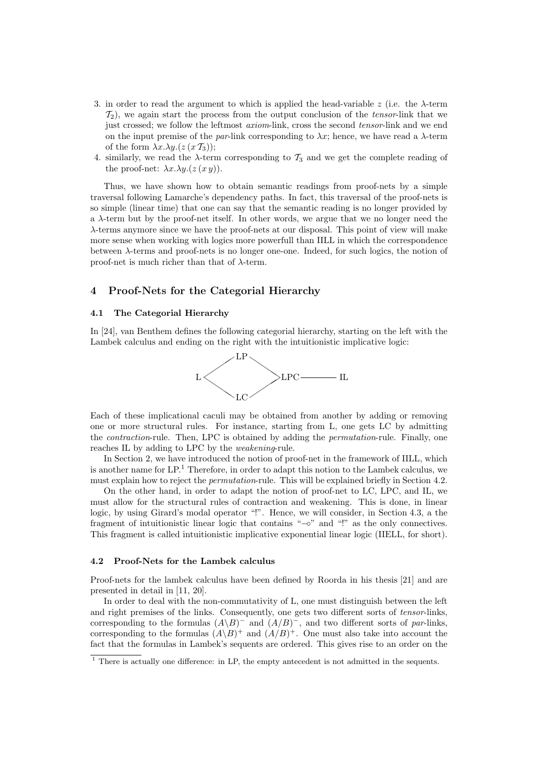3. in order to read the argument to which is applied the head-variable $z$ (i.e. the $\lambda$-term $\mathcal{T}_2$), we again start the process from the output conclusion of the *tensor*-link that we just crossed; we follow the leftmost *axiom*-link, cross the second *tensor*-link and we end on the input premise of the *par*-link corresponding to $\lambda x$; hence, we have read a $\lambda$-term of the form $\lambda x.\lambda y.(z\,(x\,\mathcal{T}_3))$;
4. similarly, we read the $\lambda$-term corresponding to $\mathcal{T}_3$ and we get the complete reading of the proof-net: $\lambda x.\lambda y.(z\,(x\,y))$.

Thus, we have shown how to obtain semantic readings from proof-nets by a simple traversal following Lamarche's dependency paths. In fact, this traversal of the proof-nets is so simple (linear time) that one can say that the semantic reading is no longer provided by a $\lambda$-term but by the proof-net itself. In other words, we argue that we no longer need the $\lambda$-terms anymore since we have the proof-nets at our disposal. This point of view will make more sense when working with logics more powerfull than IILL in which the correspondence between $\lambda$-terms and proof-nets is no longer one-one. Indeed, for such logics, the notion of proof-net is much richer than that of $\lambda$-term.

## 4 Proof-Nets for the Categorial Hierarchy

### 4.1 The Categorial Hierarchy

In [24], van Benthem defines the following categorial hierarchy, starting on the left with the Lambek calculus and ending on the right with the intuitionistic implicative logic:

```
      LP
     /  \
   L      LPC ——— IL
     \  /
      LC
```

Each of these implicational caculi may be obtained from another by adding or removing one or more structural rules. For instance, starting from L, one gets LC by admitting the *contraction*-rule. Then, LPC is obtained by adding the *permutation*-rule. Finally, one reaches IL by adding to LPC by the *weakening*-rule.

In Section 2, we have introduced the notion of proof-net in the framework of IILL, which is another name for LP.[1] Therefore, in order to adapt this notion to the Lambek calculus, we must explain how to reject the *permutation*-rule. This will be explained briefly in Section 4.2.

On the other hand, in order to adapt the notion of proof-net to LC, LPC, and IL, we must allow for the structural rules of contraction and weakening. This is done, in linear logic, by using Girard's modal operator "!". Hence, we will consider, in Section 4.3, a the fragment of intuitionistic linear logic that contains "$\multimap$" and "!" as the only connectives. This fragment is called intuitionistic implicative exponential linear logic (IIELL, for short).

### 4.2 Proof-Nets for the Lambek calculus

Proof-nets for the lambek calculus have been defined by Roorda in his thesis [21] and are presented in detail in [11, 20].

In order to deal with the non-commutativity of L, one must distinguish between the left and right premises of the links. Consequently, one gets two different sorts of *tensor*-links, corresponding to the formulas $(A\backslash B)^-$ and $(A/B)^-$, and two different sorts of *par*-links, corresponding to the formulas $(A\backslash B)^+$ and $(A/B)^+$. One must also take into account the fact that the formulas in Lambek's sequents are ordered. This gives rise to an order on the

[1] There is actually one difference: in LP, the empty antecedent is not admitted in the sequents.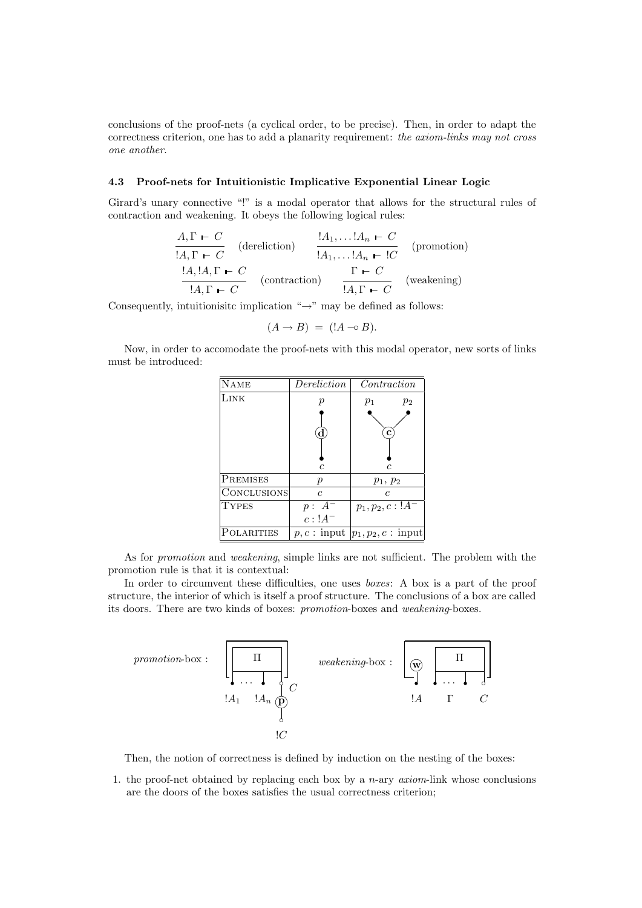conclusions of the proof-nets (a cyclical order, to be precise). Then, in order to adapt the correctness criterion, one has to add a planarity requirement: *the axiom-links may not cross one another.*

### 4.3 Proof-nets for Intuitionistic Implicative Exponential Linear Logic

Girard's unary connective "!" is a modal operator that allows for the structural rules of contraction and weakening. It obeys the following logical rules:

$$\frac{A, \Gamma \vdash C}{!A, \Gamma \vdash C} \text{ (dereliction)} \qquad \frac{!A_1, \ldots !A_n \vdash C}{!A_1, \ldots !A_n \vdash !C} \text{ (promotion)}$$

$$\frac{!A, !A, \Gamma \vdash C}{!A, \Gamma \vdash C} \text{ (contraction)} \qquad \frac{\Gamma \vdash C}{!A, \Gamma \vdash C} \text{ (weakening)}$$

Consequently, intuitionisitc implication "$\rightarrow$" may be defined as follows:

$$(A \rightarrow B) \;=\; (!A \multimap B).$$

Now, in order to accomodate the proof-nets with this modal operator, new sorts of links must be introduced:

| Name | *Dereliction* | *Contraction* |
|---|---|---|
| Link | $p$ — (d) — $c$ | $p_1$, $p_2$ — (c) — $c$ |
| Premises | $p$ | $p_1$, $p_2$ |
| Conclusions | $c$ | $c$ |
| Types | $p:\ A^-$, $c: !A^-$ | $p_1, p_2, c: !A^-$ |
| Polarities | $p, c$ : input | $p_1, p_2, c$ : input |

As for *promotion* and *weakening*, simple links are not sufficient. The problem with the promotion rule is that it is contextual:

In order to circumvent these difficulties, one uses *boxes*: A box is a part of the proof structure, the interior of which is itself a proof structure. The conclusions of a box are called its doors. There are two kinds of boxes: *promotion*-boxes and *weakening*-boxes.

*promotion*-box : [box containing $\Pi$ with doors $!A_1 \ldots !A_n$, $C$; $C$ linked via (p) to $!C$] *weakening*-box : [box containing (w) with door $!A$ and $\Pi$ with doors $\Gamma$, $C$]

Then, the notion of correctness is defined by induction on the nesting of the boxes:

1. the proof-net obtained by replacing each box by a $n$-ary *axiom*-link whose conclusions are the doors of the boxes satisfies the usual correctness criterion;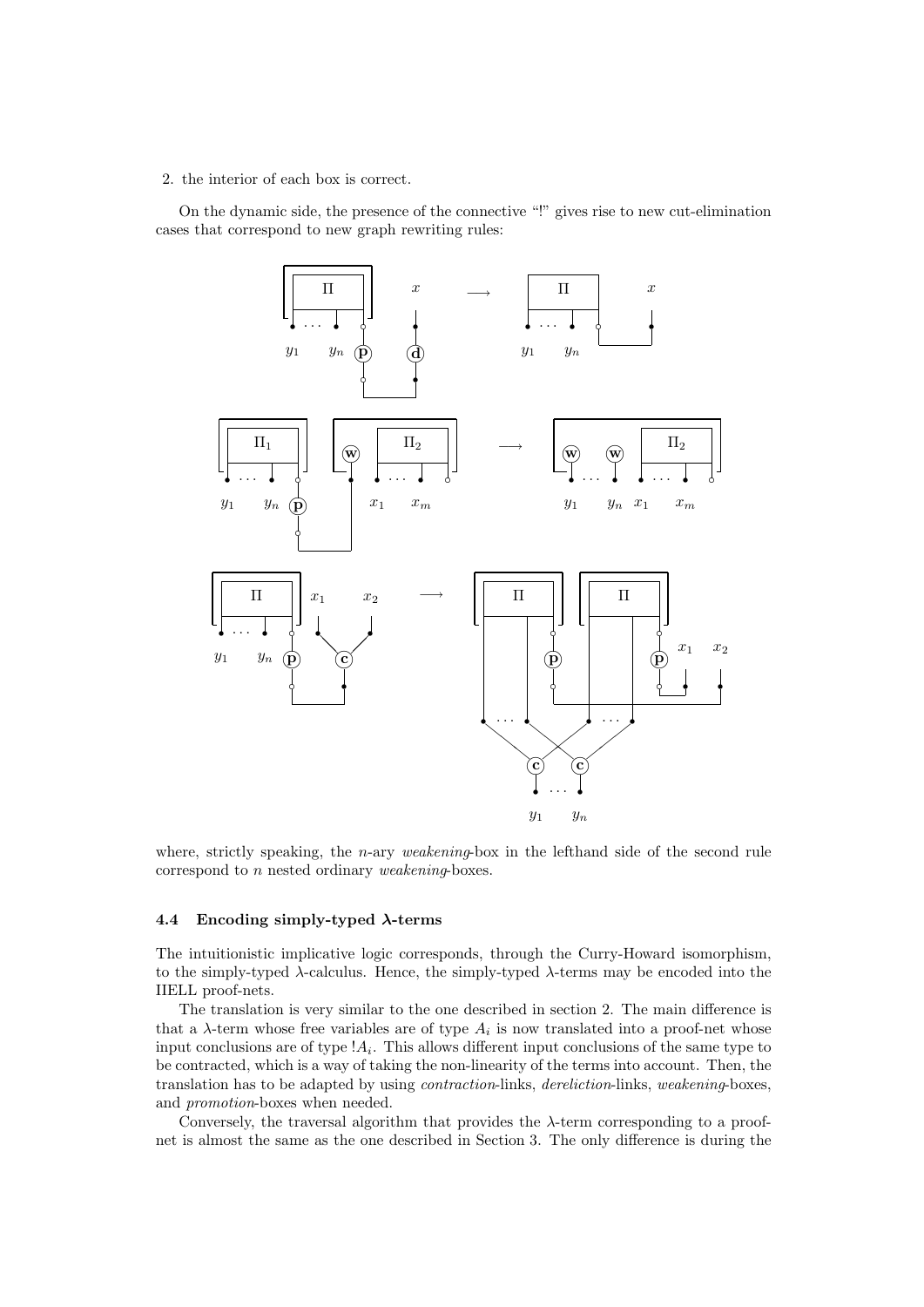2. the interior of each box is correct.

On the dynamic side, the presence of the connective "!" gives rise to new cut-elimination cases that correspond to new graph rewriting rules:

where, strictly speaking, the $n$-ary *weakening*-box in the lefthand side of the second rule correspond to $n$ nested ordinary *weakening*-boxes.

### 4.4 Encoding simply-typed λ-terms

The intuitionistic implicative logic corresponds, through the Curry-Howard isomorphism, to the simply-typed λ-calculus. Hence, the simply-typed λ-terms may be encoded into the IIELL proof-nets.

The translation is very similar to the one described in section 2. The main difference is that a λ-term whose free variables are of type $A_i$ is now translated into a proof-net whose input conclusions are of type $!A_i$. This allows different input conclusions of the same type to be contracted, which is a way of taking the non-linearity of the terms into account. Then, the translation has to be adapted by using *contraction*-links, *dereliction*-links, *weakening*-boxes, and *promotion*-boxes when needed.

Conversely, the traversal algorithm that provides the λ-term corresponding to a proof-net is almost the same as the one described in Section 3. The only difference is during the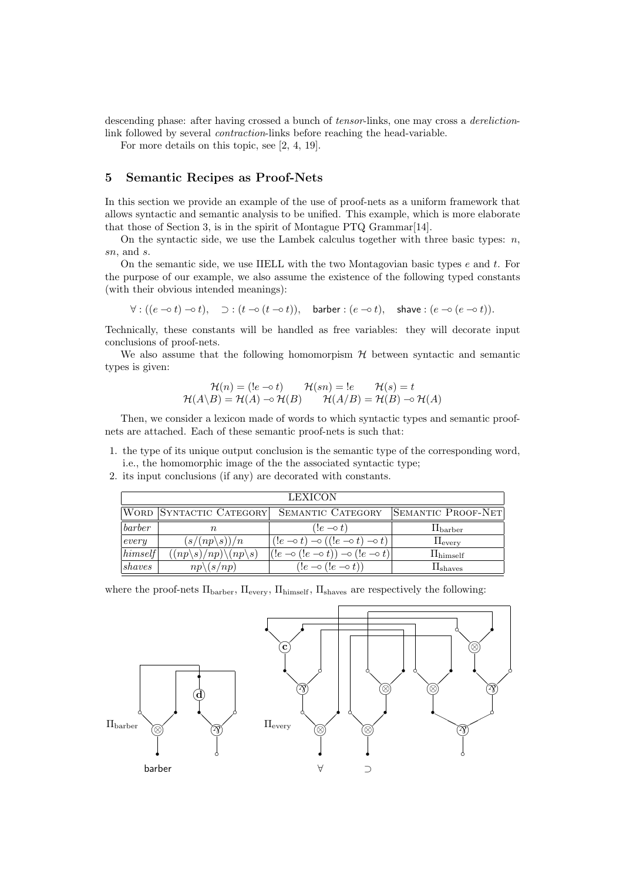descending phase: after having crossed a bunch of *tensor*-links, one may cross a *dereliction*-link followed by several *contraction*-links before reaching the head-variable.

For more details on this topic, see [2, 4, 19].

## 5 Semantic Recipes as Proof-Nets

In this section we provide an example of the use of proof-nets as a uniform framework that allows syntactic and semantic analysis to be unified. This example, which is more elaborate that those of Section 3, is in the spirit of Montague PTQ Grammar[14].

On the syntactic side, we use the Lambek calculus together with three basic types: $n$, $sn$, and $s$.

On the semantic side, we use IIELL with the two Montagovian basic types $e$ and $t$. For the purpose of our example, we also assume the existence of the following typed constants (with their obvious intended meanings):

$$\forall : ((e \multimap t) \multimap t), \quad \supset : (t \multimap (t \multimap t)), \quad \mathsf{barber} : (e \multimap t), \quad \mathsf{shave} : (e \multimap (e \multimap t)).$$

Technically, these constants will be handled as free variables: they will decorate input conclusions of proof-nets.

We also assume that the following homomorpism $\mathcal{H}$ between syntactic and semantic types is given:

$$\mathcal{H}(n) = (!e \multimap t) \qquad \mathcal{H}(sn) = !e \qquad \mathcal{H}(s) = t$$
$$\mathcal{H}(A \backslash B) = \mathcal{H}(A) \multimap \mathcal{H}(B) \qquad \mathcal{H}(A/B) = \mathcal{H}(B) \multimap \mathcal{H}(A)$$

Then, we consider a lexicon made of words to which syntactic types and semantic proof-nets are attached. Each of these semantic proof-nets is such that:

1. the type of its unique output conclusion is the semantic type of the corresponding word, i.e., the homomorphic image of the the associated syntactic type;
2. its input conclusions (if any) are decorated with constants.

| LEXICON | | | |
|---|---|---|---|
| Word | Syntactic Category | Semantic Category | Semantic Proof-Net |
| *barber* | $n$ | $(!e \multimap t)$ | $\Pi_{\text{barber}}$ |
| *every* | $(s/(np\backslash s))/n$ | $(!e \multimap t) \multimap ((!e \multimap t) \multimap t)$ | $\Pi_{\text{every}}$ |
| *himself* | $((np\backslash s)/np)\backslash(np\backslash s)$ | $(!e \multimap (!e \multimap t)) \multimap (!e \multimap t)$ | $\Pi_{\text{himself}}$ |
| *shaves* | $np\backslash(s/np)$ | $(!e \multimap (!e \multimap t))$ | $\Pi_{\text{shaves}}$ |

where the proof-nets $\Pi_{\text{barber}}$, $\Pi_{\text{every}}$, $\Pi_{\text{himself}}$, $\Pi_{\text{shaves}}$ are respectively the following: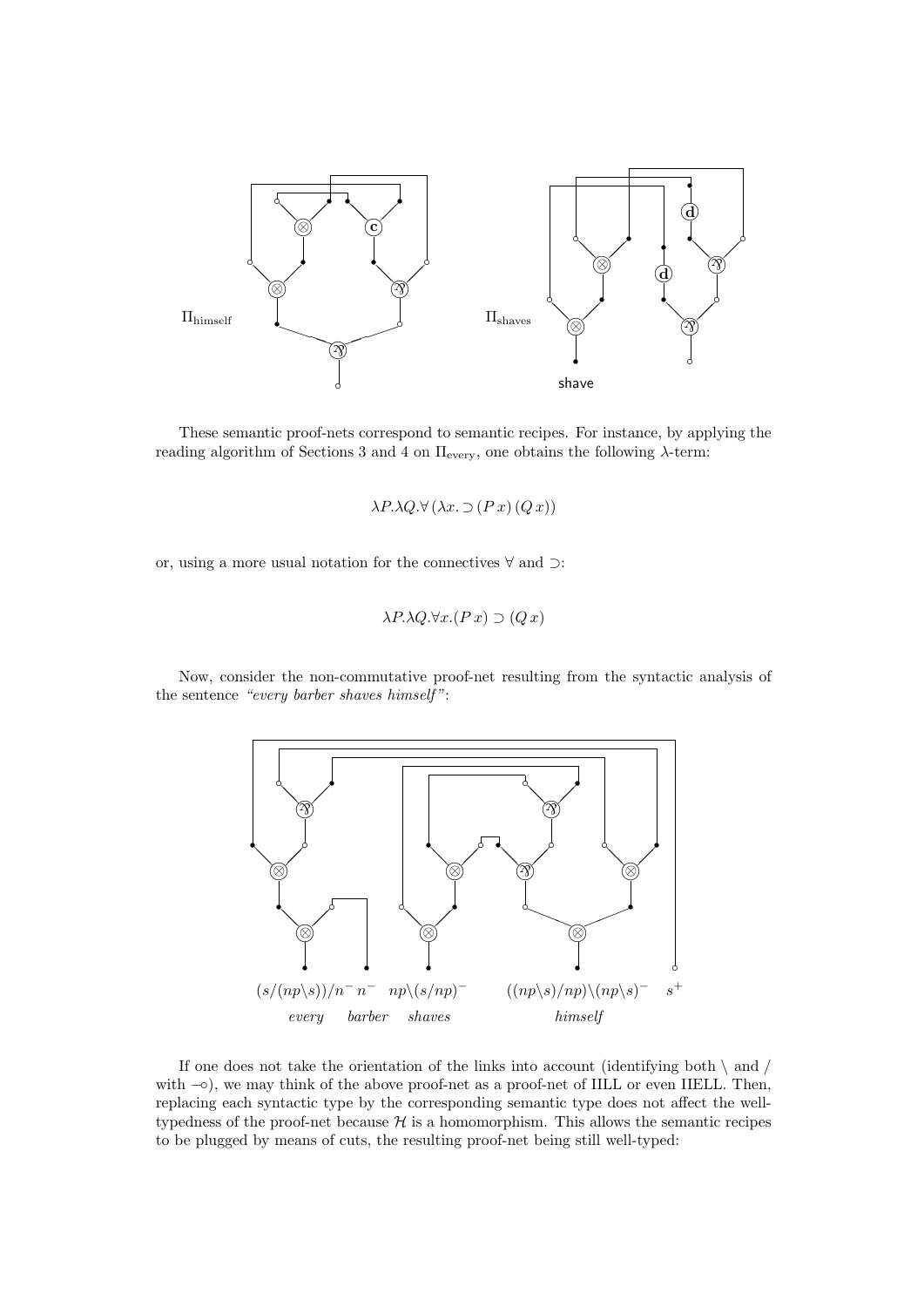$\Pi_{\text{himself}}$ $\qquad\qquad\qquad\qquad$ $\Pi_{\text{shaves}}$

shave

These semantic proof-nets correspond to semantic recipes. For instance, by applying the reading algorithm of Sections 3 and 4 on $\Pi_{\text{every}}$, one obtains the following $\lambda$-term:

$$\lambda P.\lambda Q.\forall\,(\lambda x.\supset (P\,x)\,(Q\,x))$$

or, using a more usual notation for the connectives $\forall$ and $\supset$:

$$\lambda P.\lambda Q.\forall x.(P\,x) \supset (Q\,x)$$

Now, consider the non-commutative proof-net resulting from the syntactic analysis of the sentence *"every barber shaves himself"*:

$(s/(np\backslash s))/n^-$ $\; n^-$ $\; np\backslash(s/np)^-$ $\; ((np\backslash s)/np)\backslash(np\backslash s)^-$ $\; s^+$

*every* *barber* *shaves* *himself*

If one does not take the orientation of the links into account (identifying both $\backslash$ and $/$ with $\multimap$), we may think of the above proof-net as a proof-net of IILL or even IIELL. Then, replacing each syntactic type by the corresponding semantic type does not affect the well-typedness of the proof-net because $\mathcal{H}$ is a homomorphism. This allows the semantic recipes to be plugged by means of cuts, the resulting proof-net being still well-typed: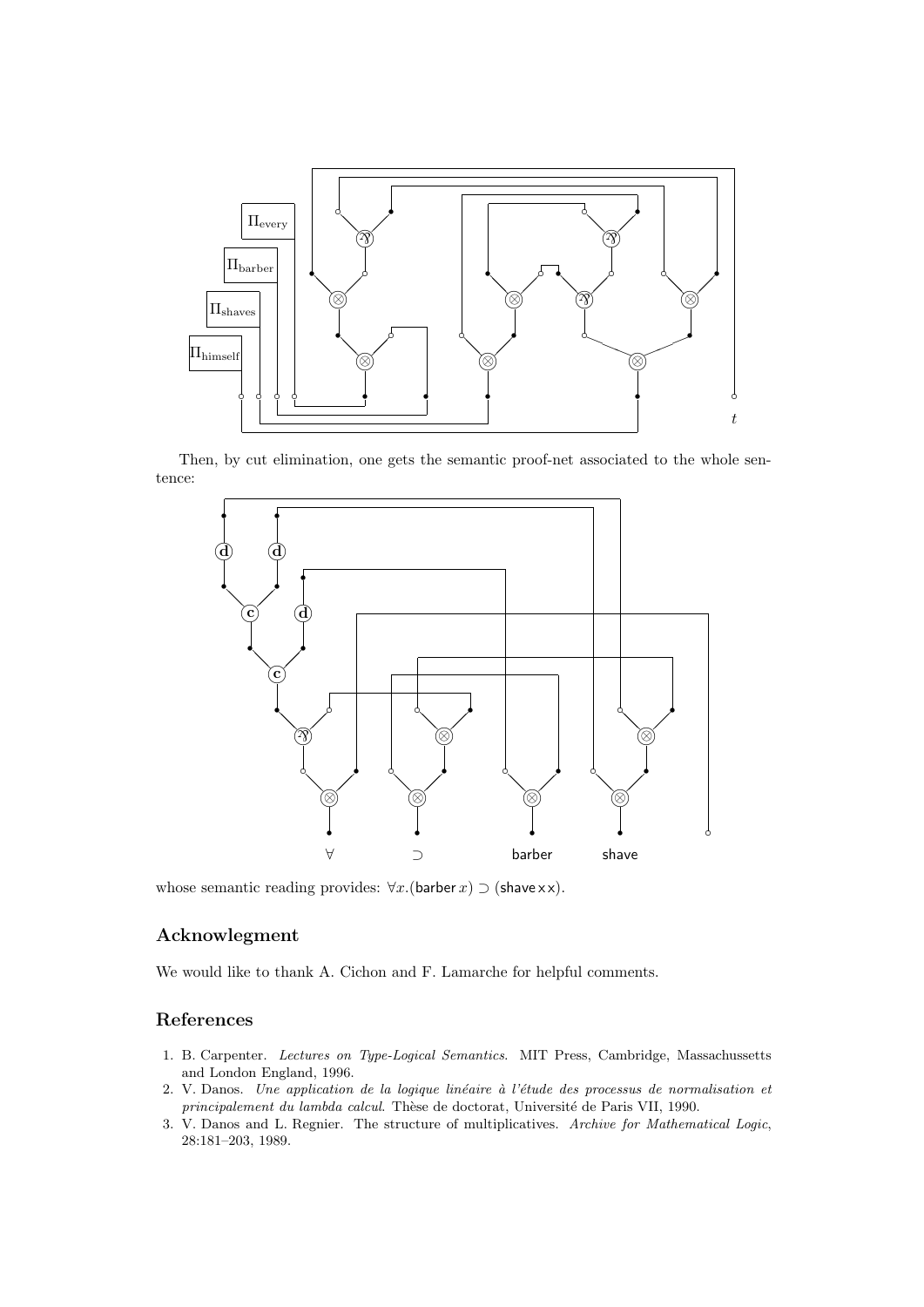Then, by cut elimination, one gets the semantic proof-net associated to the whole sentence:

whose semantic reading provides: $\forall x.(\mathsf{barber}\, x) \supset (\mathsf{shave}\, \mathsf{x}\, \mathsf{x})$.

## Acknowlegment

We would like to thank A. Cichon and F. Lamarche for helpful comments.

## References

1. B. Carpenter. *Lectures on Type-Logical Semantics*. MIT Press, Cambridge, Massachussetts and London England, 1996.
2. V. Danos. *Une application de la logique linéaire à l'étude des processus de normalisation et principalement du lambda calcul*. Thèse de doctorat, Université de Paris VII, 1990.
3. V. Danos and L. Regnier. The structure of multiplicatives. *Archive for Mathematical Logic*, 28:181–203, 1989.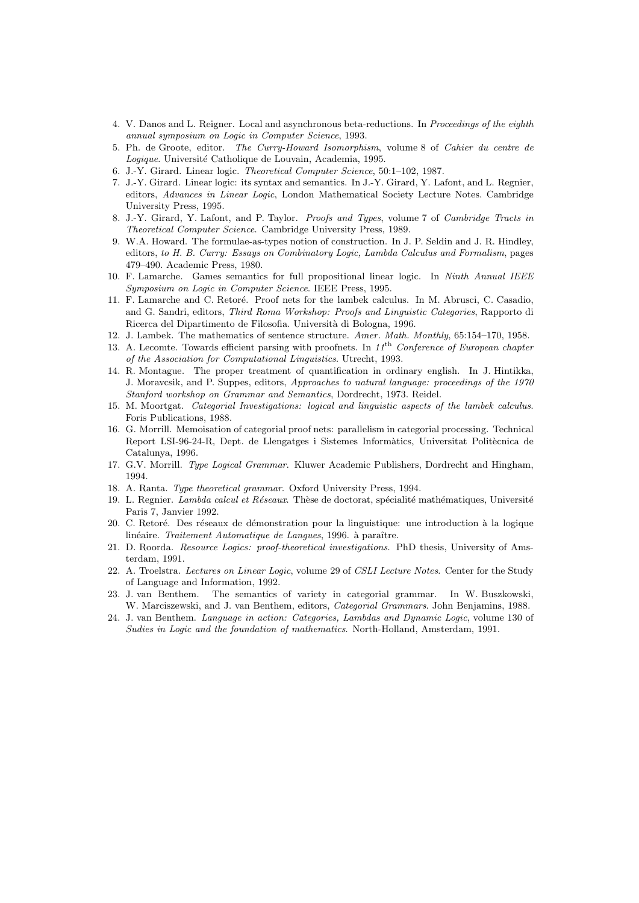4. V. Danos and L. Reigner. Local and asynchronous beta-reductions. In *Proceedings of the eighth annual symposium on Logic in Computer Science*, 1993.
5. Ph. de Groote, editor. *The Curry-Howard Isomorphism*, volume 8 of *Cahier du centre de Logique*. Université Catholique de Louvain, Academia, 1995.
6. J.-Y. Girard. Linear logic. *Theoretical Computer Science*, 50:1–102, 1987.
7. J.-Y. Girard. Linear logic: its syntax and semantics. In J.-Y. Girard, Y. Lafont, and L. Regnier, editors, *Advances in Linear Logic*, London Mathematical Society Lecture Notes. Cambridge University Press, 1995.
8. J.-Y. Girard, Y. Lafont, and P. Taylor. *Proofs and Types*, volume 7 of *Cambridge Tracts in Theoretical Computer Science*. Cambridge University Press, 1989.
9. W.A. Howard. The formulae-as-types notion of construction. In J. P. Seldin and J. R. Hindley, editors, *to H. B. Curry: Essays on Combinatory Logic, Lambda Calculus and Formalism*, pages 479–490. Academic Press, 1980.
10. F. Lamarche. Games semantics for full propositional linear logic. In *Ninth Annual IEEE Symposium on Logic in Computer Science*. IEEE Press, 1995.
11. F. Lamarche and C. Retoré. Proof nets for the lambek calculus. In M. Abrusci, C. Casadio, and G. Sandri, editors, *Third Roma Workshop: Proofs and Linguistic Categories*, Rapporto di Ricerca del Dipartimento de Filosofia. Università di Bologna, 1996.
12. J. Lambek. The mathematics of sentence structure. *Amer. Math. Monthly*, 65:154–170, 1958.
13. A. Lecomte. Towards efficient parsing with proofnets. In *11th Conference of European chapter of the Association for Computational Linguistics*. Utrecht, 1993.
14. R. Montague. The proper treatment of quantification in ordinary english. In J. Hintikka, J. Moravcsik, and P. Suppes, editors, *Approaches to natural language: proceedings of the 1970 Stanford workshop on Grammar and Semantics*, Dordrecht, 1973. Reidel.
15. M. Moortgat. *Categorial Investigations: logical and linguistic aspects of the lambek calculus*. Foris Publications, 1988.
16. G. Morrill. Memoisation of categorial proof nets: parallelism in categorial processing. Technical Report LSI-96-24-R, Dept. de Llengatges i Sistemes Informàtics, Universitat Politècnica de Catalunya, 1996.
17. G.V. Morrill. *Type Logical Grammar*. Kluwer Academic Publishers, Dordrecht and Hingham, 1994.
18. A. Ranta. *Type theoretical grammar*. Oxford University Press, 1994.
19. L. Regnier. *Lambda calcul et Réseaux*. Thèse de doctorat, spécialité mathématiques, Université Paris 7, Janvier 1992.
20. C. Retoré. Des réseaux de démonstration pour la linguistique: une introduction à la logique linéaire. *Traitement Automatique de Langues*, 1996. à paraître.
21. D. Roorda. *Resource Logics: proof-theoretical investigations*. PhD thesis, University of Amsterdam, 1991.
22. A. Troelstra. *Lectures on Linear Logic*, volume 29 of *CSLI Lecture Notes*. Center for the Study of Language and Information, 1992.
23. J. van Benthem. The semantics of variety in categorial grammar. In W. Buszkowski, W. Marciszewski, and J. van Benthem, editors, *Categorial Grammars*. John Benjamins, 1988.
24. J. van Benthem. *Language in action: Categories, Lambdas and Dynamic Logic*, volume 130 of *Sudies in Logic and the foundation of mathematics*. North-Holland, Amsterdam, 1991.